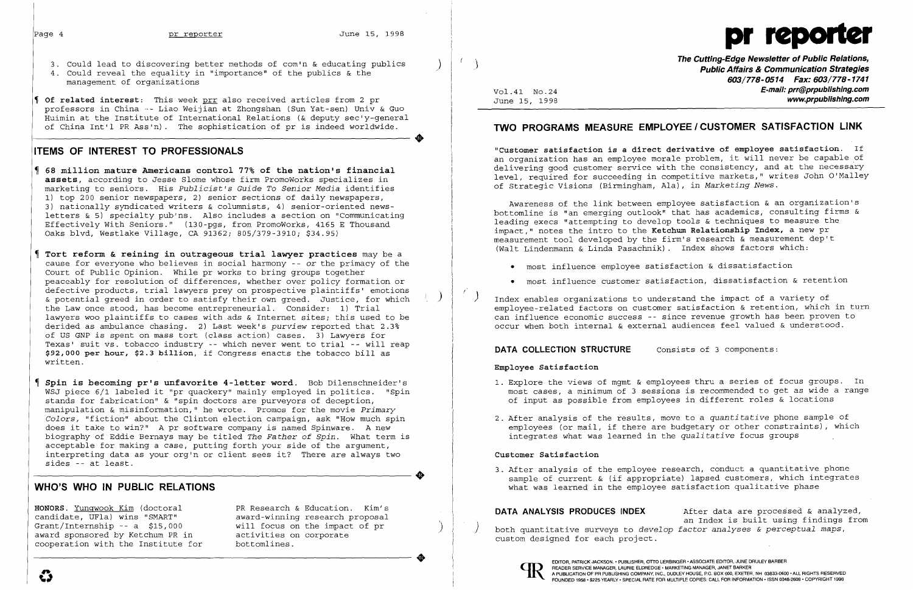3. Could lead to discovering better methods of com'n & educating publics
4. Could reveal the equality in "importance" of the publics & the management of organizations

¶ **Of related interest**: This week prr also received articles from 2 pr professors in China -- Liao Weijian at Zhongshan (Sun Yat-sen) Univ & Guo Huimin at the Institute of International Relations (& deputy sec'y-general of China Int'l PR Ass'n). The sophistication of pr is indeed worldwide.

## ITEMS OF INTEREST TO PROFESSIONALS

¶ **68 million mature Americans control 77% of the nation's financial assets**, according to Jesse Slome whose firm PromoWorks specializes in marketing to seniors. His *Publicist's Guide To Senior Media* identifies 1) top 200 senior newspapers, 2) senior sections of daily newspapers, 3) nationally syndicated writers & columnists, 4) senior-oriented newsletters & 5) specialty pub'ns. Also includes a section on "Communicating Effectively With Seniors." (130-pgs, from PromoWorks, 4165 E Thousand Oaks blvd, Westlake Village, CA 91362; 805/379-3910; $34.95)

¶ **Tort reform & reining in outrageous trial lawyer practices** may be a cause for everyone who believes in social harmony -- or the primacy of the Court of Public Opinion. While pr works to bring groups together peaceably for resolution of differences, whether over policy formation or defective products, trial lawyers prey on prospective plaintiffs' emotions & potential greed in order to satisfy their own greed. Justice, for which the Law once stood, has become entrepreneurial. Consider: 1) Trial lawyers woo plaintiffs to cases with ads & Internet sites; this used to be derided as ambulance chasing. 2) Last week's *purview* reported that 2.3% of US GNP is spent on mass tort (class action) cases. 3) Lawyers for Texas' suit vs. tobacco industry -- which never went to trial -- will reap **$92,000 per hour, $2.3 billion**, if Congress enacts the tobacco bill as written.

¶ **Spin is becoming pr's unfavorite 4-letter word.** Bob Dilenschneider's WSJ piece 6/1 labeled it "pr quackery" mainly employed in politics. "Spin stands for fabrication" & "spin doctors are purveyors of deception, manipulation & misinformation," he wrote. Promos for the movie *Primary Colors*, "fiction" about the Clinton election campaign, ask "How much spin does it take to win?" A pr software company is named Spinware. A new biography of Eddie Bernays may be titled *The Father of Spin*. What term is acceptable for making a case, putting forth your side of the argument, interpreting data as your org'n or client sees it? There *are* always two sides -- at least.

## WHO'S WHO IN PUBLIC RELATIONS

**HONORS.** Yungwook Kim (doctoral candidate, UFla) wins "SMART" Grant/Internship -- a $15,000 award sponsored by Ketchum PR in cooperation with the Institute for PR Research & Education. Kim's award-winning research proposal will focus on the impact of pr activities on corporate bottomlines.

# pr reporter

***The Cutting-Edge Newsletter of Public Relations, Public Affairs & Communication Strategies***
**603/778-0514 Fax: 603/778-1741**
**E-mail: prr@prpublishing.com**
**www.prpublishing.com**

Vol.41 No.24
June 15, 1998

## TWO PROGRAMS MEASURE EMPLOYEE / CUSTOMER SATISFACTION LINK

**"Customer satisfaction is a direct derivative of employee satisfaction.** If an organization has an employee morale problem, it will never be capable of delivering good customer service with the consistency, and at the necessary level, required for succeeding in competitive markets," writes John O'Malley of Strategic Visions (Birmingham, Ala), in *Marketing News*.

Awareness of the link between employee satisfaction & an organization's bottomline is "an emerging outlook" that has academics, consulting firms & leading execs "attempting to develop tools & techniques to measure the impact," notes the intro to the **Ketchum Relationship Index**, a new pr measurement tool developed by the firm's research & measurement dep't (Walt Lindenmann & Linda Pasachnik). Index shows factors which:

- most influence employee satisfaction & dissatisfaction
- most influence customer satisfaction, dissatisfaction & retention

Index enables organizations to understand the impact of a variety of employee-related factors on customer satisfaction & retention, which in turn can influence economic success -- since revenue growth has been proven to occur when both internal & external audiences feel valued & understood.

### DATA COLLECTION STRUCTURE

Consists of 3 components:

**Employee Satisfaction**

1. Explore the views of mgmt & employees thru a series of focus groups. In most cases, a minimum of 3 sessions is recommended to get as wide a range of input as possible from employees in different roles & locations
2. After analysis of the results, move to a *quantitative* phone sample of employees (or mail, if there are budgetary or other constraints), which integrates what was learned in the *qualitative* focus groups

**Customer Satisfaction**

3. After analysis of the employee research, conduct a quantitative phone sample of current & (if appropriate) lapsed customers, which integrates what was learned in the employee satisfaction qualitative phase

### DATA ANALYSIS PRODUCES INDEX

After data are processed & analyzed, an Index is built using findings from both quantitative surveys to *develop factor analyses & perceptual maps*, custom designed for each project.

EDITOR, PATRICK JACKSON • PUBLISHER, OTTO LERBINGER • ASSOCIATE EDITOR, JUNE DRULEY BARBER
READER SERVICE MANAGER, LAURIE ELDREDGE • MARKETING MANAGER, JANET BARKER
A PUBLICATION OF PR PUBLISHING COMPANY, INC., DUDLEY HOUSE, P.O. BOX 600, EXETER, NH 03833-0600 • ALL RIGHTS RESERVED
FOUNDED 1958 • $225 YEARLY • SPECIAL RATE FOR MULTIPLE COPIES: CALL FOR INFORMATION • ISSN 0048-2609 • COPYRIGHT 1998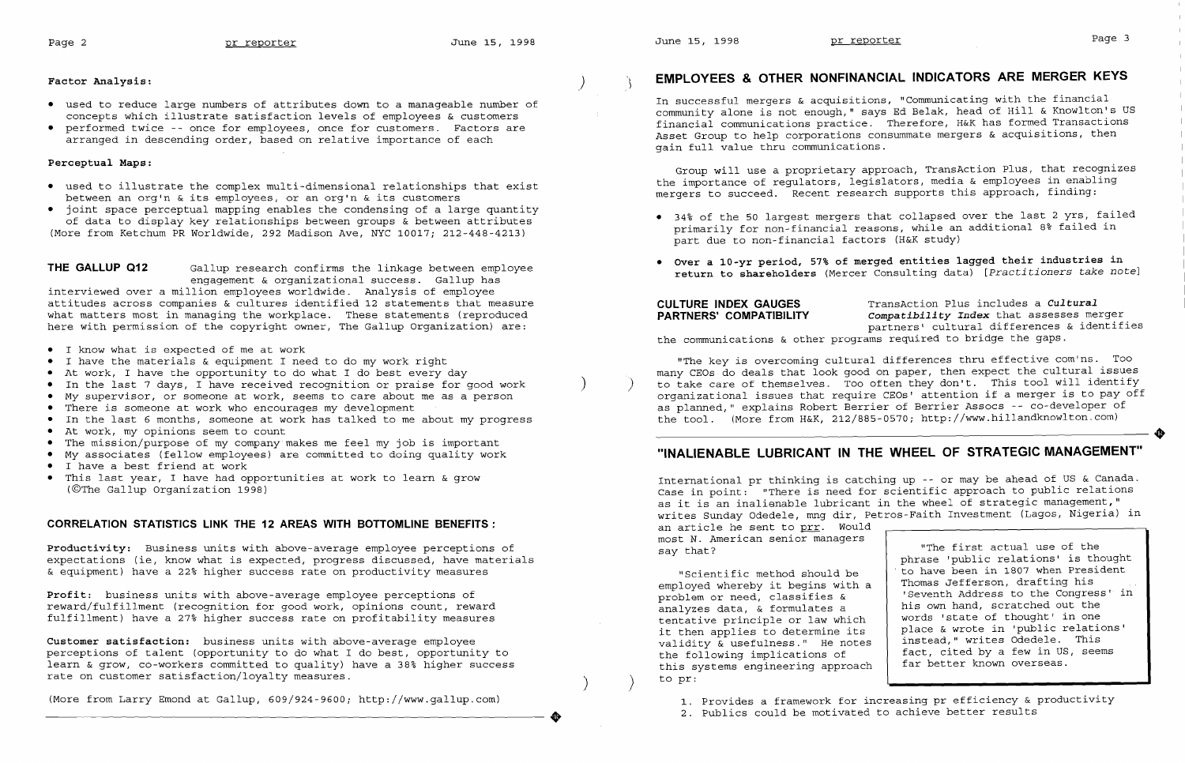### Factor Analysis:

- used to reduce large numbers of attributes down to a manageable number of concepts which illustrate satisfaction levels of employees & customers
- performed twice -- once for employees, once for customers. Factors are arranged in descending order, based on relative importance of each

### Perceptual Maps:

- used to illustrate the complex multi-dimensional relationships that exist between an org'n & its employees, or an org'n & its customers
- joint space perceptual mapping enables the condensing of a large quantity of data to display key relationships between groups & between attributes

(More from Ketchum PR Worldwide, 292 Madison Ave, NYC 10017; 212-448-4213)

**THE GALLUP Q12** Gallup research confirms the linkage between employee engagement & organizational success. Gallup has interviewed over a million employees worldwide. Analysis of employee attitudes across companies & cultures identified 12 statements that measure what matters most in managing the workplace. These statements (reproduced here with permission of the copyright owner, The Gallup Organization) are:

- I know what is expected of me at work
- I have the materials & equipment I need to do my work right
- At work, I have the opportunity to do what I do best every day
- In the last 7 days, I have received recognition or praise for good work
- My supervisor, or someone at work, seems to care about me as a person
- There is someone at work who encourages my development
- In the last 6 months, someone at work has talked to me about my progress
- At work, my opinions seem to count
- The mission/purpose of my company makes me feel my job is important
- My associates (fellow employees) are committed to doing quality work
- I have a best friend at work
- This last year, I have had opportunities at work to learn & grow (©The Gallup Organization 1998)

## CORRELATION STATISTICS LINK THE 12 AREAS WITH BOTTOMLINE BENEFITS:

**Productivity:** Business units with above-average employee perceptions of expectations (ie, know what is expected, progress discussed, have materials & equipment) have a 22% higher success rate on productivity measures

**Profit:** business units with above-average employee perceptions of reward/fulfillment (recognition for good work, opinions count, reward fulfillment) have a 27% higher success rate on profitability measures

**Customer satisfaction:** business units with above-average employee perceptions of talent (opportunity to do what I do best, opportunity to learn & grow, co-workers committed to quality) have a 38% higher success rate on customer satisfaction/loyalty measures.

(More from Larry Emond at Gallup, 609/924-9600; http://www.gallup.com)

## EMPLOYEES & OTHER NONFINANCIAL INDICATORS ARE MERGER KEYS

In successful mergers & acquisitions, "Communicating with the financial community alone is not enough," says Ed Belak, head of Hill & Knowlton's US financial communications practice. Therefore, H&K has formed Transactions Asset Group to help corporations consummate mergers & acquisitions, then gain full value thru communications.

Group will use a proprietary approach, TransAction Plus, that recognizes the importance of regulators, legislators, media & employees in enabling mergers to succeed. Recent research supports this approach, finding:

- 34% of the 50 largest mergers that collapsed over the last 2 yrs, failed primarily for non-financial reasons, while an additional 8% failed in part due to non-financial factors (H&K study)
- **Over a 10-yr period, 57% of merged entities lagged their industries in return to shareholders** (Mercer Consulting data) [*Practitioners take note*]

**CULTURE INDEX GAUGES PARTNERS' COMPATIBILITY** TransAction Plus includes a ***Cultural Compatibility Index*** that assesses merger partners' cultural differences & identifies the communications & other programs required to bridge the gaps.

"The key is overcoming cultural differences thru effective com'ns. Too many CEOs do deals that look good on paper, then expect the cultural issues to take care of themselves. Too often they don't. This tool will identify organizational issues that require CEOs' attention if a merger is to pay off as planned," explains Robert Berrier of Berrier Assocs -- co-developer of the tool. (More from H&K, 212/885-0570; http://www.hillandknowlton.com)

## "INALIENABLE LUBRICANT IN THE WHEEL OF STRATEGIC MANAGEMENT"

International pr thinking is catching up -- or may be ahead of US & Canada. Case in point: "There is need for scientific approach to public relations as it is an inalienable lubricant in the wheel of strategic management," writes Sunday Odedele, mng dir, Petros-Faith Investment (Lagos, Nigeria) in an article he sent to prr. Would most N. American senior managers say that?

"Scientific method should be employed whereby it begins with a problem or need, classifies & analyzes data, & formulates a tentative principle or law which it then applies to determine its validity & usefulness." He notes the following implications of this systems engineering approach to pr:

1. Provides a framework for increasing pr efficiency & productivity
2. Publics could be motivated to achieve better results

"The first actual use of the phrase 'public relations' is thought to have been in 1807 when President Thomas Jefferson, drafting his 'Seventh Address to the Congress' in his own hand, scratched out the words 'state of thought' in one place & wrote in 'public relations' instead," writes Odedele. This fact, cited by a few in US, seems far better known overseas.